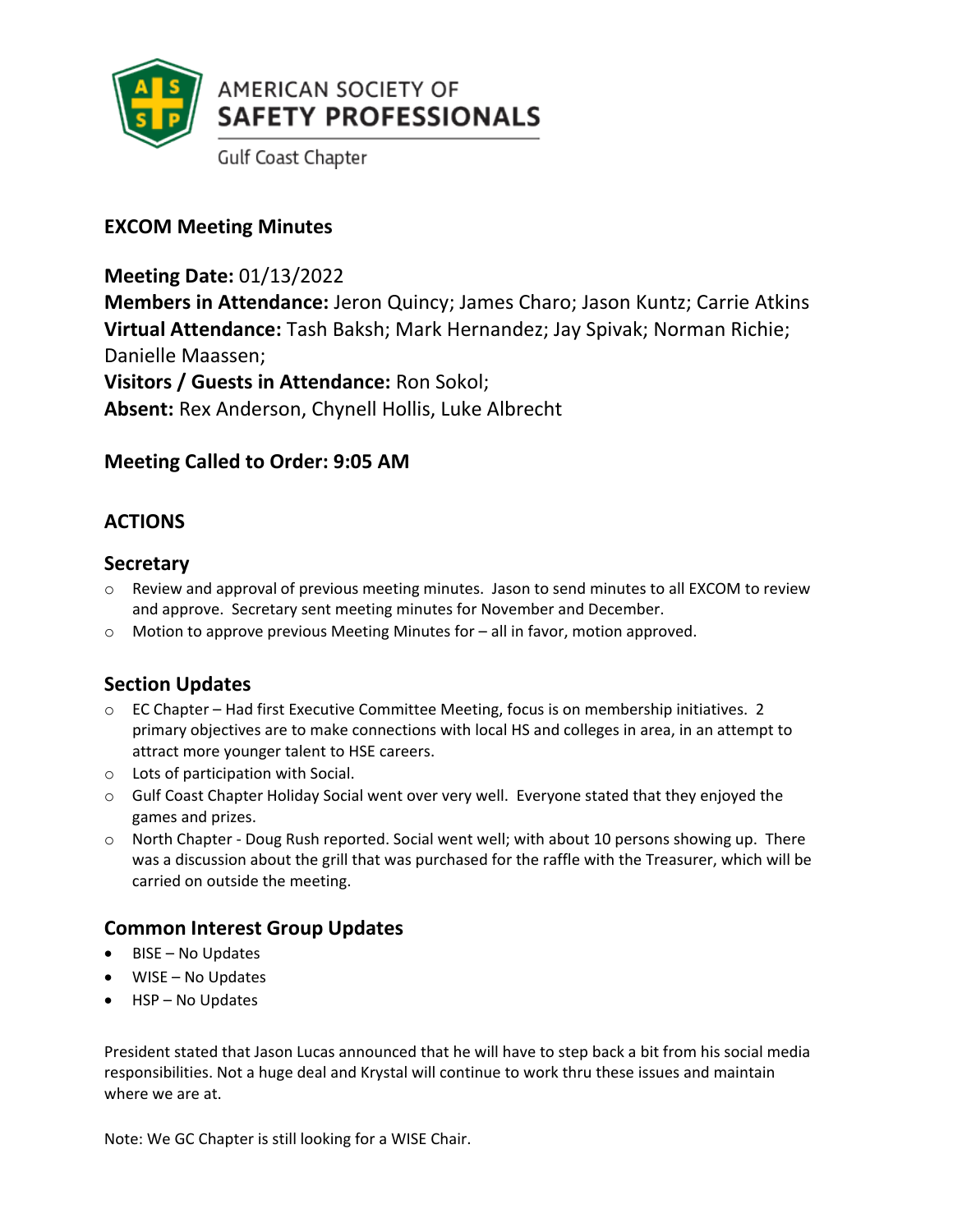AMERICAN SOCIETY OF
**SAFETY PROFESSIONALS**
Gulf Coast Chapter

## EXCOM Meeting Minutes

**Meeting Date:** 01/13/2022
**Members in Attendance:** Jeron Quincy; James Charo; Jason Kuntz; Carrie Atkins
**Virtual Attendance:** Tash Baksh; Mark Hernandez; Jay Spivak; Norman Richie; Danielle Maassen;
**Visitors / Guests in Attendance:** Ron Sokol;
**Absent:** Rex Anderson, Chynell Hollis, Luke Albrecht

### Meeting Called to Order: 9:05 AM

### ACTIONS

### Secretary

- Review and approval of previous meeting minutes. Jason to send minutes to all EXCOM to review and approve. Secretary sent meeting minutes for November and December.
- Motion to approve previous Meeting Minutes for – all in favor, motion approved.

### Section Updates

- EC Chapter – Had first Executive Committee Meeting, focus is on membership initiatives. 2 primary objectives are to make connections with local HS and colleges in area, in an attempt to attract more younger talent to HSE careers.
- Lots of participation with Social.
- Gulf Coast Chapter Holiday Social went over very well. Everyone stated that they enjoyed the games and prizes.
- North Chapter - Doug Rush reported. Social went well; with about 10 persons showing up. There was a discussion about the grill that was purchased for the raffle with the Treasurer, which will be carried on outside the meeting.

### Common Interest Group Updates

- BISE – No Updates
- WISE – No Updates
- HSP – No Updates

President stated that Jason Lucas announced that he will have to step back a bit from his social media responsibilities. Not a huge deal and Krystal will continue to work thru these issues and maintain where we are at.

Note: We GC Chapter is still looking for a WISE Chair.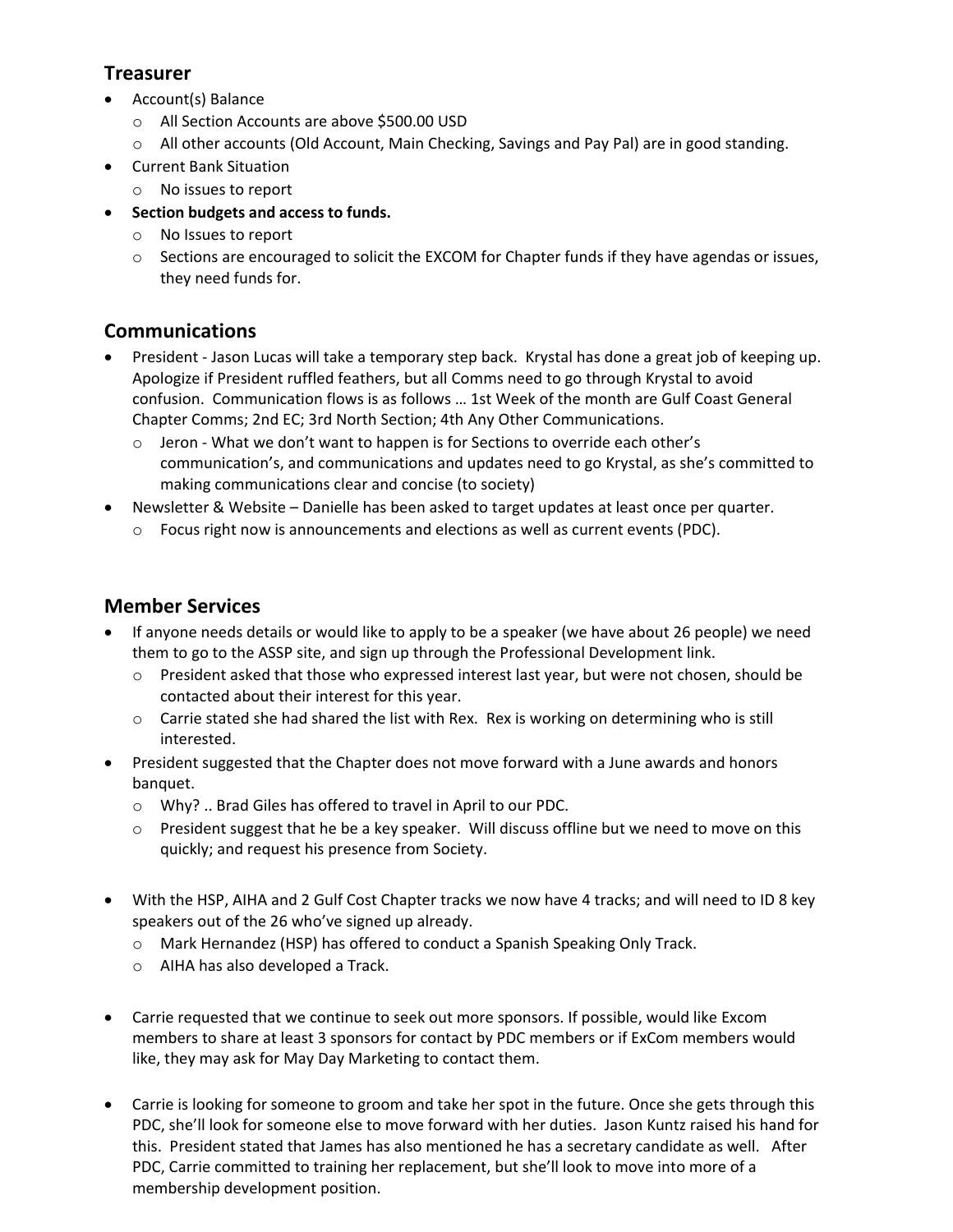## Treasurer

- Account(s) Balance
  - All Section Accounts are above $500.00 USD
  - All other accounts (Old Account, Main Checking, Savings and Pay Pal) are in good standing.
- Current Bank Situation
  - No issues to report
- **Section budgets and access to funds.**
  - No Issues to report
  - Sections are encouraged to solicit the EXCOM for Chapter funds if they have agendas or issues, they need funds for.

## Communications

- President - Jason Lucas will take a temporary step back. Krystal has done a great job of keeping up. Apologize if President ruffled feathers, but all Comms need to go through Krystal to avoid confusion. Communication flows is as follows … 1st Week of the month are Gulf Coast General Chapter Comms; 2nd EC; 3rd North Section; 4th Any Other Communications.
  - Jeron - What we don't want to happen is for Sections to override each other's communication's, and communications and updates need to go Krystal, as she's committed to making communications clear and concise (to society)
- Newsletter & Website – Danielle has been asked to target updates at least once per quarter.
  - Focus right now is announcements and elections as well as current events (PDC).

## Member Services

- If anyone needs details or would like to apply to be a speaker (we have about 26 people) we need them to go to the ASSP site, and sign up through the Professional Development link.
  - President asked that those who expressed interest last year, but were not chosen, should be contacted about their interest for this year.
  - Carrie stated she had shared the list with Rex. Rex is working on determining who is still interested.
- President suggested that the Chapter does not move forward with a June awards and honors banquet.
  - Why? .. Brad Giles has offered to travel in April to our PDC.
  - President suggest that he be a key speaker. Will discuss offline but we need to move on this quickly; and request his presence from Society.

- With the HSP, AIHA and 2 Gulf Cost Chapter tracks we now have 4 tracks; and will need to ID 8 key speakers out of the 26 who've signed up already.
  - Mark Hernandez (HSP) has offered to conduct a Spanish Speaking Only Track.
  - AIHA has also developed a Track.

- Carrie requested that we continue to seek out more sponsors. If possible, would like Excom members to share at least 3 sponsors for contact by PDC members or if ExCom members would like, they may ask for May Day Marketing to contact them.

- Carrie is looking for someone to groom and take her spot in the future. Once she gets through this PDC, she'll look for someone else to move forward with her duties. Jason Kuntz raised his hand for this. President stated that James has also mentioned he has a secretary candidate as well. After PDC, Carrie committed to training her replacement, but she'll look to move into more of a membership development position.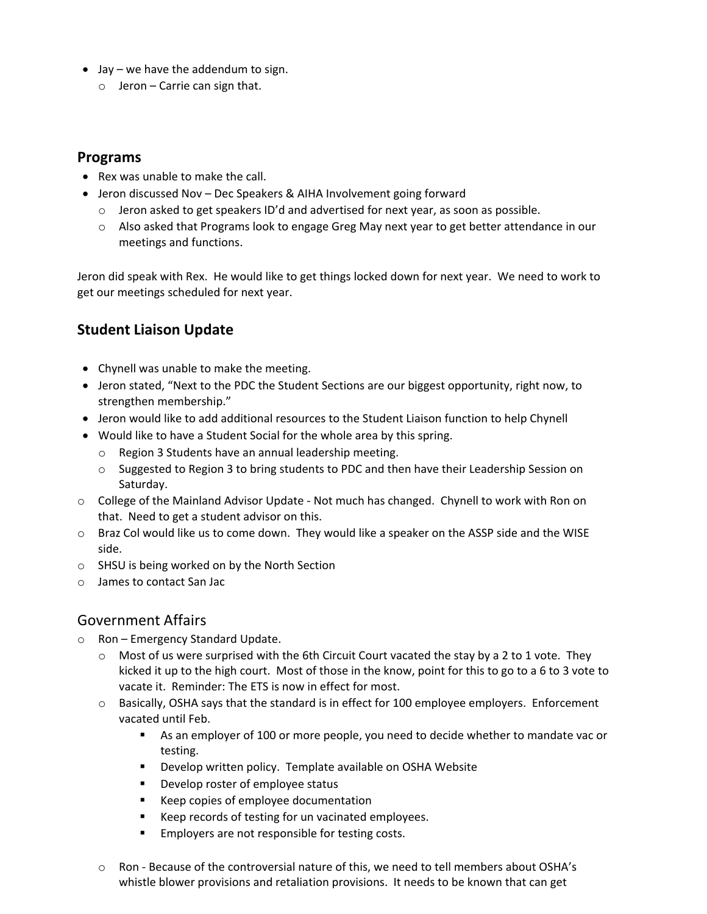- Jay – we have the addendum to sign.
    - Jeron – Carrie can sign that.

## Programs

- Rex was unable to make the call.
- Jeron discussed Nov – Dec Speakers & AIHA Involvement going forward
    - Jeron asked to get speakers ID'd and advertised for next year, as soon as possible.
    - Also asked that Programs look to engage Greg May next year to get better attendance in our meetings and functions.

Jeron did speak with Rex. He would like to get things locked down for next year. We need to work to get our meetings scheduled for next year.

## Student Liaison Update

- Chynell was unable to make the meeting.
- Jeron stated, "Next to the PDC the Student Sections are our biggest opportunity, right now, to strengthen membership."
- Jeron would like to add additional resources to the Student Liaison function to help Chynell
- Would like to have a Student Social for the whole area by this spring.
    - Region 3 Students have an annual leadership meeting.
    - Suggested to Region 3 to bring students to PDC and then have their Leadership Session on Saturday.
- College of the Mainland Advisor Update - Not much has changed. Chynell to work with Ron on that. Need to get a student advisor on this.
- Braz Col would like us to come down. They would like a speaker on the ASSP side and the WISE side.
- SHSU is being worked on by the North Section
- James to contact San Jac

## Government Affairs

- Ron – Emergency Standard Update.
    - Most of us were surprised with the 6th Circuit Court vacated the stay by a 2 to 1 vote. They kicked it up to the high court. Most of those in the know, point for this to go to a 6 to 3 vote to vacate it. Reminder: The ETS is now in effect for most.
    - Basically, OSHA says that the standard is in effect for 100 employee employers. Enforcement vacated until Feb.
        - As an employer of 100 or more people, you need to decide whether to mandate vac or testing.
        - Develop written policy. Template available on OSHA Website
        - Develop roster of employee status
        - Keep copies of employee documentation
        - Keep records of testing for un vacinated employees.
        - Employers are not responsible for testing costs.
    - Ron - Because of the controversial nature of this, we need to tell members about OSHA's whistle blower provisions and retaliation provisions. It needs to be known that can get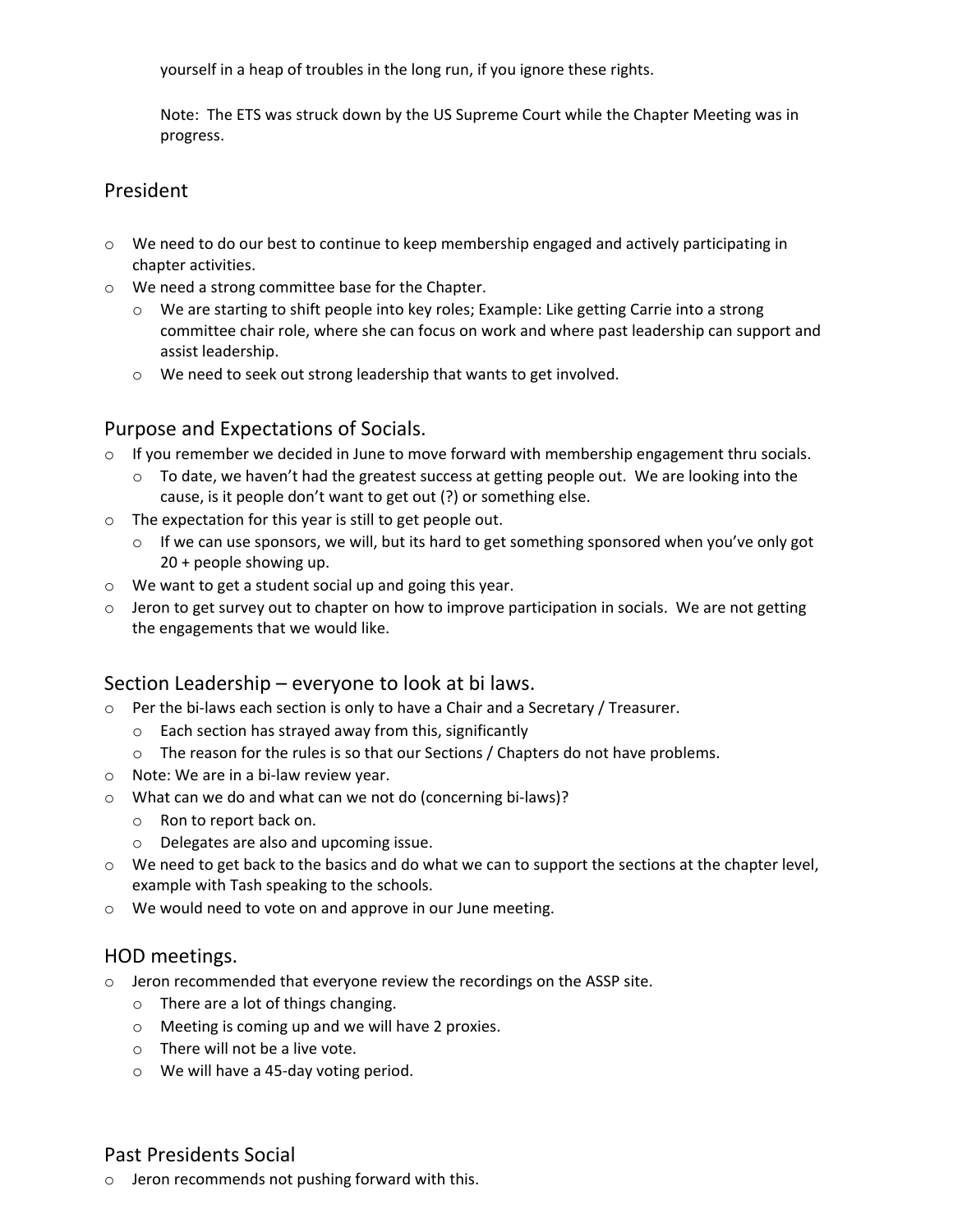yourself in a heap of troubles in the long run, if you ignore these rights.

Note: The ETS was struck down by the US Supreme Court while the Chapter Meeting was in progress.

## President

- We need to do our best to continue to keep membership engaged and actively participating in chapter activities.
- We need a strong committee base for the Chapter.
  - We are starting to shift people into key roles; Example: Like getting Carrie into a strong committee chair role, where she can focus on work and where past leadership can support and assist leadership.
  - We need to seek out strong leadership that wants to get involved.

## Purpose and Expectations of Socials.

- If you remember we decided in June to move forward with membership engagement thru socials.
  - To date, we haven't had the greatest success at getting people out. We are looking into the cause, is it people don't want to get out (?) or something else.
- The expectation for this year is still to get people out.
  - If we can use sponsors, we will, but its hard to get something sponsored when you've only got 20 + people showing up.
- We want to get a student social up and going this year.
- Jeron to get survey out to chapter on how to improve participation in socials. We are not getting the engagements that we would like.

## Section Leadership – everyone to look at bi laws.

- Per the bi-laws each section is only to have a Chair and a Secretary / Treasurer.
  - Each section has strayed away from this, significantly
  - The reason for the rules is so that our Sections / Chapters do not have problems.
- Note: We are in a bi-law review year.
- What can we do and what can we not do (concerning bi-laws)?
  - Ron to report back on.
  - Delegates are also and upcoming issue.
- We need to get back to the basics and do what we can to support the sections at the chapter level, example with Tash speaking to the schools.
- We would need to vote on and approve in our June meeting.

## HOD meetings.

- Jeron recommended that everyone review the recordings on the ASSP site.
  - There are a lot of things changing.
  - Meeting is coming up and we will have 2 proxies.
  - There will not be a live vote.
  - We will have a 45-day voting period.

## Past Presidents Social

- Jeron recommends not pushing forward with this.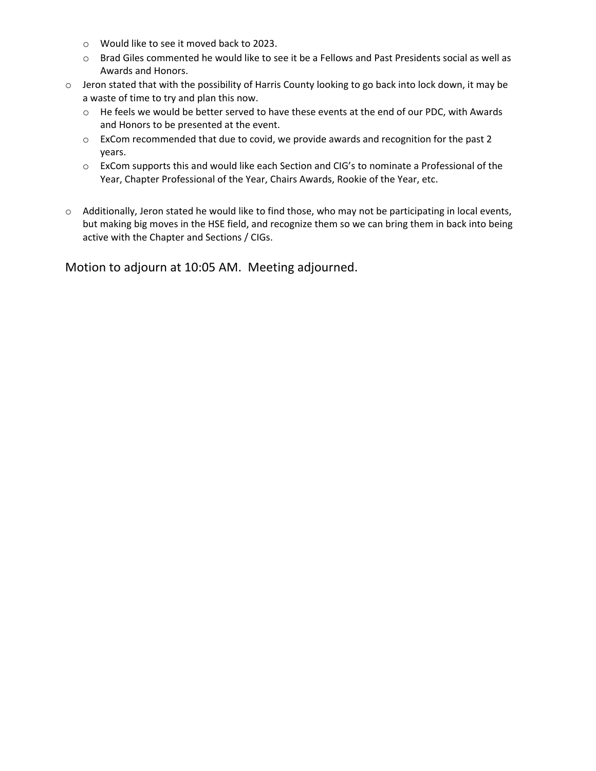- Would like to see it moved back to 2023.
  - Brad Giles commented he would like to see it be a Fellows and Past Presidents social as well as Awards and Honors.
- Jeron stated that with the possibility of Harris County looking to go back into lock down, it may be a waste of time to try and plan this now.
  - He feels we would be better served to have these events at the end of our PDC, with Awards and Honors to be presented at the event.
  - ExCom recommended that due to covid, we provide awards and recognition for the past 2 years.
  - ExCom supports this and would like each Section and CIG's to nominate a Professional of the Year, Chapter Professional of the Year, Chairs Awards, Rookie of the Year, etc.

- Additionally, Jeron stated he would like to find those, who may not be participating in local events, but making big moves in the HSE field, and recognize them so we can bring them in back into being active with the Chapter and Sections / CIGs.

Motion to adjourn at 10:05 AM. Meeting adjourned.